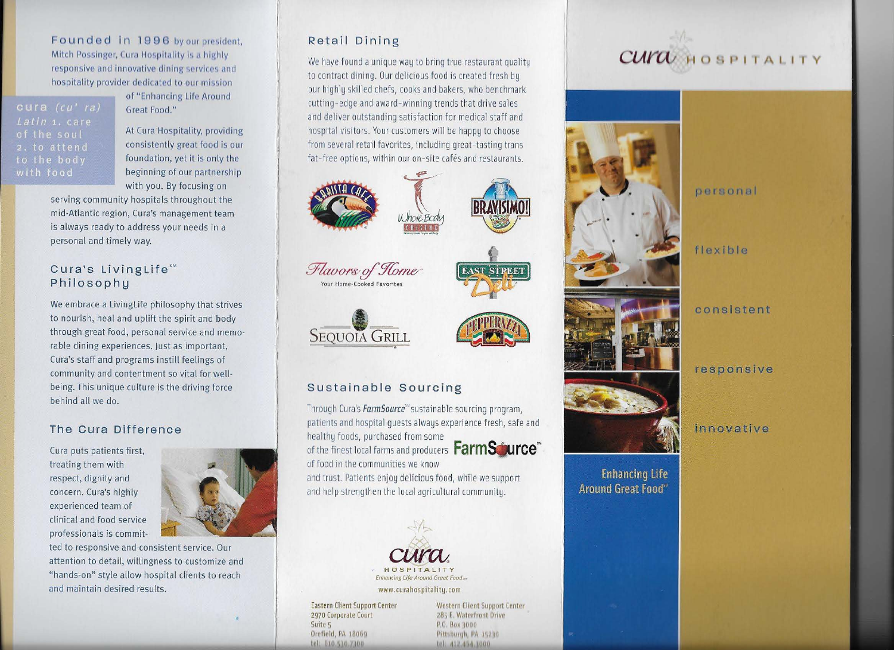**Founded in 1996** by our president, Mitch Possinger, Cura Hospitality is a highly responsive and innovative dining services and hospitality provider dedicated to our mission of "Enhancing Life Around Great Food."

> **cura** *(cu' ra)*
> *Latin* 1. care of the soul
> 2. to attend to the body with food

At Cura Hospitality, providing consistently great food is our foundation, yet it is only the beginning of our partnership with you. By focusing on serving community hospitals throughout the mid-Atlantic region, Cura's management team is always ready to address your needs in a personal and timely way.

## Cura's LivingLife℠ Philosophy

We embrace a LivingLife philosophy that strives to nourish, heal and uplift the spirit and body through great food, personal service and memorable dining experiences. Just as important, Cura's staff and programs instill feelings of community and contentment so vital for well-being. This unique culture is the driving force behind all we do.

## The Cura Difference

Cura puts patients first, treating them with respect, dignity and concern. Cura's highly experienced team of clinical and food service professionals is committed to responsive and consistent service. Our attention to detail, willingness to customize and "hands-on" style allow hospital clients to reach and maintain desired results.

## Retail Dining

We have found a unique way to bring true restaurant quality to contract dining. Our delicious food is created fresh by our highly skilled chefs, cooks and bakers, who benchmark cutting-edge and award-winning trends that drive sales and deliver outstanding satisfaction for medical staff and hospital visitors. Your customers will be happy to choose from several retail favorites, including great-tasting trans fat-free options, within our on-site cafés and restaurants.

Barista Cafe · Whole Body Cuisine · Bravisimo! · Flavors of Home — Your Home-Cooked Favorites · East Street Deli · Sequoia Grill · Pepperazzi

## Sustainable Sourcing

Through Cura's ***FarmSource***℠ sustainable sourcing program, patients and hospital guests always experience fresh, safe and healthy foods, purchased from some of the finest local farms and producers of food in the communities we know and trust. Patients enjoy delicious food, while we support and help strengthen the local agricultural community.

**FarmSource**℠

**cura HOSPITALITY**
*Enhancing Life Around Great Food*℠

www.curahospitality.com

Eastern Client Support Center
2970 Corporate Court
Suite 5
Orefield, PA 18069
tel: 610.530.7300

Western Client Support Center
285 E. Waterfront Drive
P.O. Box 3000
Pittsburgh, PA 15230
tel: 412.464.3000

# cura HOSPITALITY

personal

flexible

consistent

responsive

innovative

**Enhancing Life Around Great Food**℠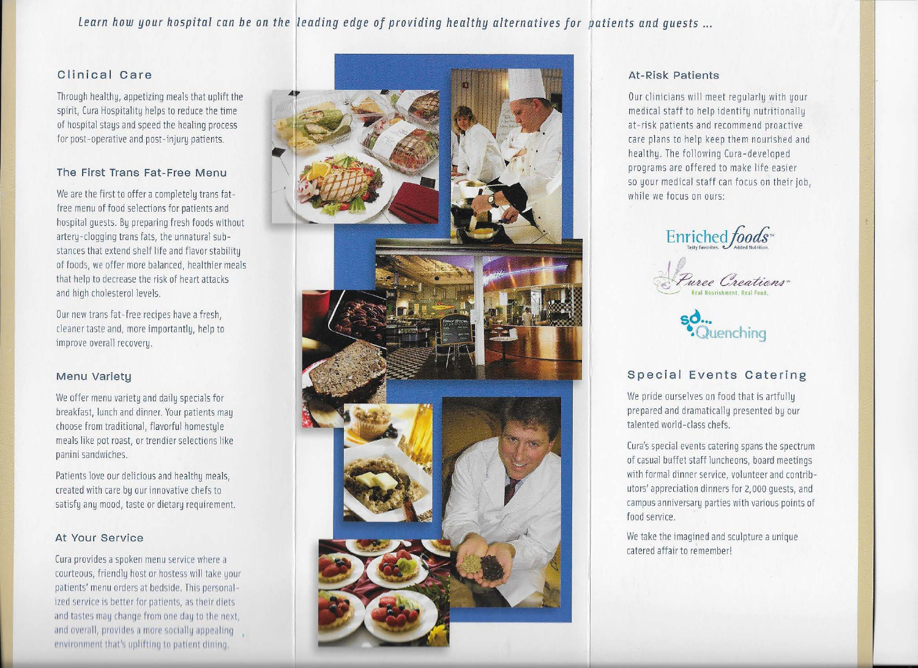*Learn how your hospital can be on the leading edge of providing healthy alternatives for patients and guests ...*

## Clinical Care

Through healthy, appetizing meals that uplift the spirit, Cura Hospitality helps to reduce the time of hospital stays and speed the healing process for post-operative and post-injury patients.

### The First Trans Fat-Free Menu

We are the first to offer a completely trans fat-free menu of food selections for patients and hospital guests. By preparing fresh foods without artery-clogging trans fats, the unnatural substances that extend shelf life and flavor stability of foods, we offer more balanced, healthier meals that help to decrease the risk of heart attacks and high cholesterol levels.

Our new trans fat-free recipes have a fresh, cleaner taste and, more importantly, help to improve overall recovery.

### Menu Variety

We offer menu variety and daily specials for breakfast, lunch and dinner. Your patients may choose from traditional, flavorful homestyle meals like pot roast, or trendier selections like panini sandwiches.

Patients love our delicious and healthy meals, created with care by our innovative chefs to satisfy any mood, taste or dietary requirement.

### At Your Service

Cura provides a spoken menu service where a courteous, friendly host or hostess will take your patients' menu orders at bedside. This personalized service is better for patients, as their diets and tastes may change from one day to the next, and overall, provides a more socially appealing environment that's uplifting to patient dining.

### At-Risk Patients

Our clinicians will meet regularly with your medical staff to help identify nutritionally at-risk patients and recommend proactive care plans to help keep them nourished and healthy. The following Cura-developed programs are offered to make life easier so your medical staff can focus on their job, while we focus on ours:

Enriched *foods*℠ Tasty Favorites. Added Nutrition.

*Puree Creations*℠ Real Nourishment. Real Food.

so... Quenching

## Special Events Catering

We pride ourselves on food that is artfully prepared and dramatically presented by our talented world-class chefs.

Cura's special events catering spans the spectrum of casual buffet staff luncheons, board meetings with formal dinner service, volunteer and contributors' appreciation dinners for 2,000 guests, and campus anniversary parties with various points of food service.

We take the imagined and sculpture a unique catered affair to remember!